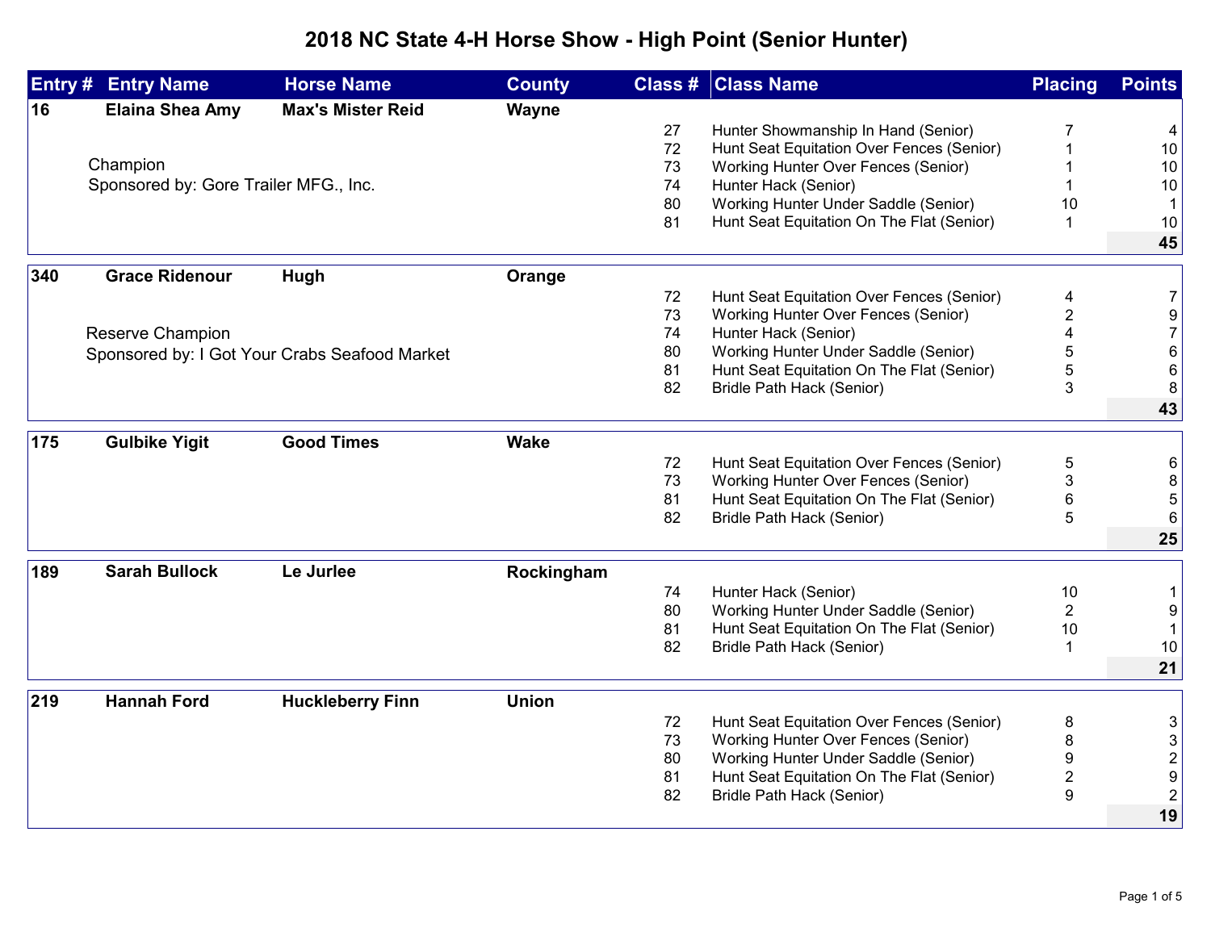# 2018 NC State 4-H Horse Show - High Point (Senior Hunter)

| Entry # | Entry Name | Horse Name | County | Class # | Class Name | Placing | Points |
|---|---|---|---|---|---|---|---|
| 16 | Elaina Shea Amy | Max's Mister Reid | Wayne | | | | |
| | | | | 27 | Hunter Showmanship In Hand (Senior) | 7 | 4 |
| | | | | 72 | Hunt Seat Equitation Over Fences (Senior) | 1 | 10 |
| | Champion | | | 73 | Working Hunter Over Fences (Senior) | 1 | 10 |
| | Sponsored by: Gore Trailer MFG., Inc. | | | 74 | Hunter Hack (Senior) | 1 | 10 |
| | | | | 80 | Working Hunter Under Saddle (Senior) | 10 | 1 |
| | | | | 81 | Hunt Seat Equitation On The Flat (Senior) | 1 | 10 |
| | | | | | | | **45** |
| 340 | Grace Ridenour | Hugh | Orange | | | | |
| | | | | 72 | Hunt Seat Equitation Over Fences (Senior) | 4 | 7 |
| | | | | 73 | Working Hunter Over Fences (Senior) | 2 | 9 |
| | Reserve Champion | | | 74 | Hunter Hack (Senior) | 4 | 7 |
| | Sponsored by: I Got Your Crabs Seafood Market | | | 80 | Working Hunter Under Saddle (Senior) | 5 | 6 |
| | | | | 81 | Hunt Seat Equitation On The Flat (Senior) | 5 | 6 |
| | | | | 82 | Bridle Path Hack (Senior) | 3 | 8 |
| | | | | | | | **43** |
| 175 | Gulbike Yigit | Good Times | Wake | | | | |
| | | | | 72 | Hunt Seat Equitation Over Fences (Senior) | 5 | 6 |
| | | | | 73 | Working Hunter Over Fences (Senior) | 3 | 8 |
| | | | | 81 | Hunt Seat Equitation On The Flat (Senior) | 6 | 5 |
| | | | | 82 | Bridle Path Hack (Senior) | 5 | 6 |
| | | | | | | | **25** |
| 189 | Sarah Bullock | Le Jurlee | Rockingham | | | | |
| | | | | 74 | Hunter Hack (Senior) | 10 | 1 |
| | | | | 80 | Working Hunter Under Saddle (Senior) | 2 | 9 |
| | | | | 81 | Hunt Seat Equitation On The Flat (Senior) | 10 | 1 |
| | | | | 82 | Bridle Path Hack (Senior) | 1 | 10 |
| | | | | | | | **21** |
| 219 | Hannah Ford | Huckleberry Finn | Union | | | | |
| | | | | 72 | Hunt Seat Equitation Over Fences (Senior) | 8 | 3 |
| | | | | 73 | Working Hunter Over Fences (Senior) | 8 | 3 |
| | | | | 80 | Working Hunter Under Saddle (Senior) | 9 | 2 |
| | | | | 81 | Hunt Seat Equitation On The Flat (Senior) | 2 | 9 |
| | | | | 82 | Bridle Path Hack (Senior) | 9 | 2 |
| | | | | | | | **19** |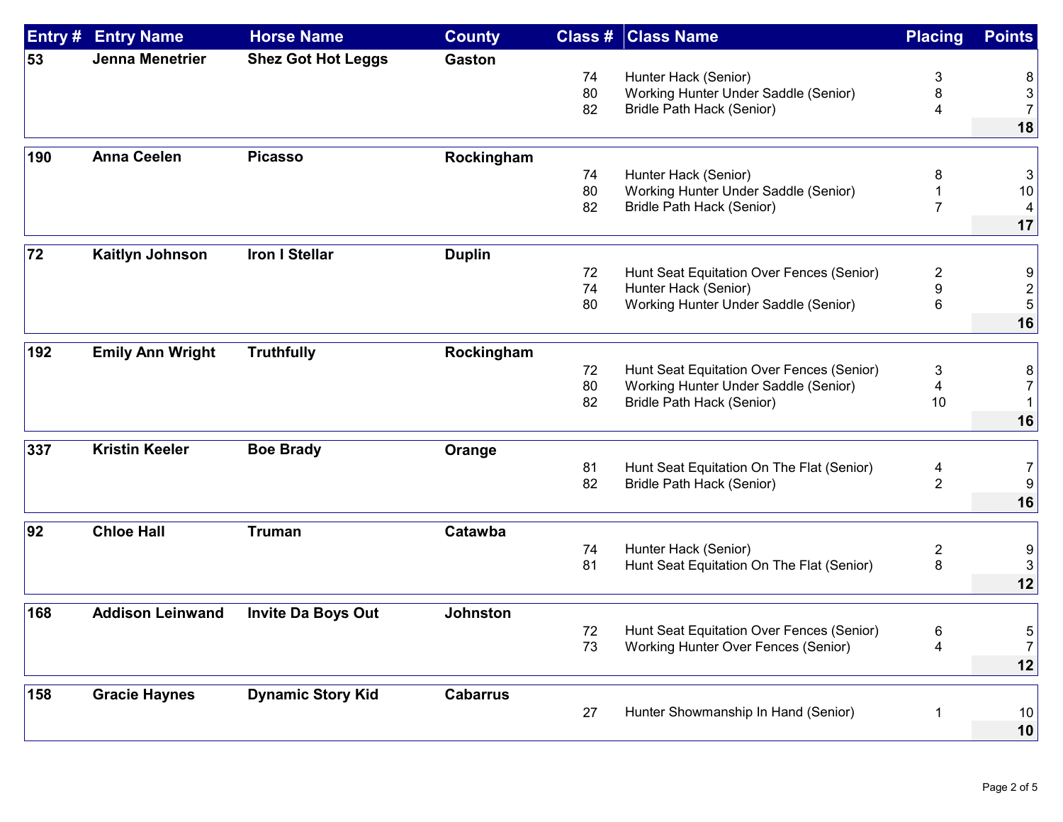| Entry # | Entry Name | Horse Name | County | Class # | Class Name | Placing | Points |
|---|---|---|---|---|---|---|---|
| **53** | **Jenna Menetrier** | **Shez Got Hot Leggs** | **Gaston** | | | | |
| | | | | 74 | Hunter Hack (Senior) | 3 | 8 |
| | | | | 80 | Working Hunter Under Saddle (Senior) | 8 | 3 |
| | | | | 82 | Bridle Path Hack (Senior) | 4 | 7 |
| | | | | | | | **18** |
| **190** | **Anna Ceelen** | **Picasso** | **Rockingham** | | | | |
| | | | | 74 | Hunter Hack (Senior) | 8 | 3 |
| | | | | 80 | Working Hunter Under Saddle (Senior) | 1 | 10 |
| | | | | 82 | Bridle Path Hack (Senior) | 7 | 4 |
| | | | | | | | **17** |
| **72** | **Kaitlyn Johnson** | **Iron I Stellar** | **Duplin** | | | | |
| | | | | 72 | Hunt Seat Equitation Over Fences (Senior) | 2 | 9 |
| | | | | 74 | Hunter Hack (Senior) | 9 | 2 |
| | | | | 80 | Working Hunter Under Saddle (Senior) | 6 | 5 |
| | | | | | | | **16** |
| **192** | **Emily Ann Wright** | **Truthfully** | **Rockingham** | | | | |
| | | | | 72 | Hunt Seat Equitation Over Fences (Senior) | 3 | 8 |
| | | | | 80 | Working Hunter Under Saddle (Senior) | 4 | 7 |
| | | | | 82 | Bridle Path Hack (Senior) | 10 | 1 |
| | | | | | | | **16** |
| **337** | **Kristin Keeler** | **Boe Brady** | **Orange** | | | | |
| | | | | 81 | Hunt Seat Equitation On The Flat (Senior) | 4 | 7 |
| | | | | 82 | Bridle Path Hack (Senior) | 2 | 9 |
| | | | | | | | **16** |
| **92** | **Chloe Hall** | **Truman** | **Catawba** | | | | |
| | | | | 74 | Hunter Hack (Senior) | 2 | 9 |
| | | | | 81 | Hunt Seat Equitation On The Flat (Senior) | 8 | 3 |
| | | | | | | | **12** |
| **168** | **Addison Leinwand** | **Invite Da Boys Out** | **Johnston** | | | | |
| | | | | 72 | Hunt Seat Equitation Over Fences (Senior) | 6 | 5 |
| | | | | 73 | Working Hunter Over Fences (Senior) | 4 | 7 |
| | | | | | | | **12** |
| **158** | **Gracie Haynes** | **Dynamic Story Kid** | **Cabarrus** | | | | |
| | | | | 27 | Hunter Showmanship In Hand (Senior) | 1 | 10 |
| | | | | | | | **10** |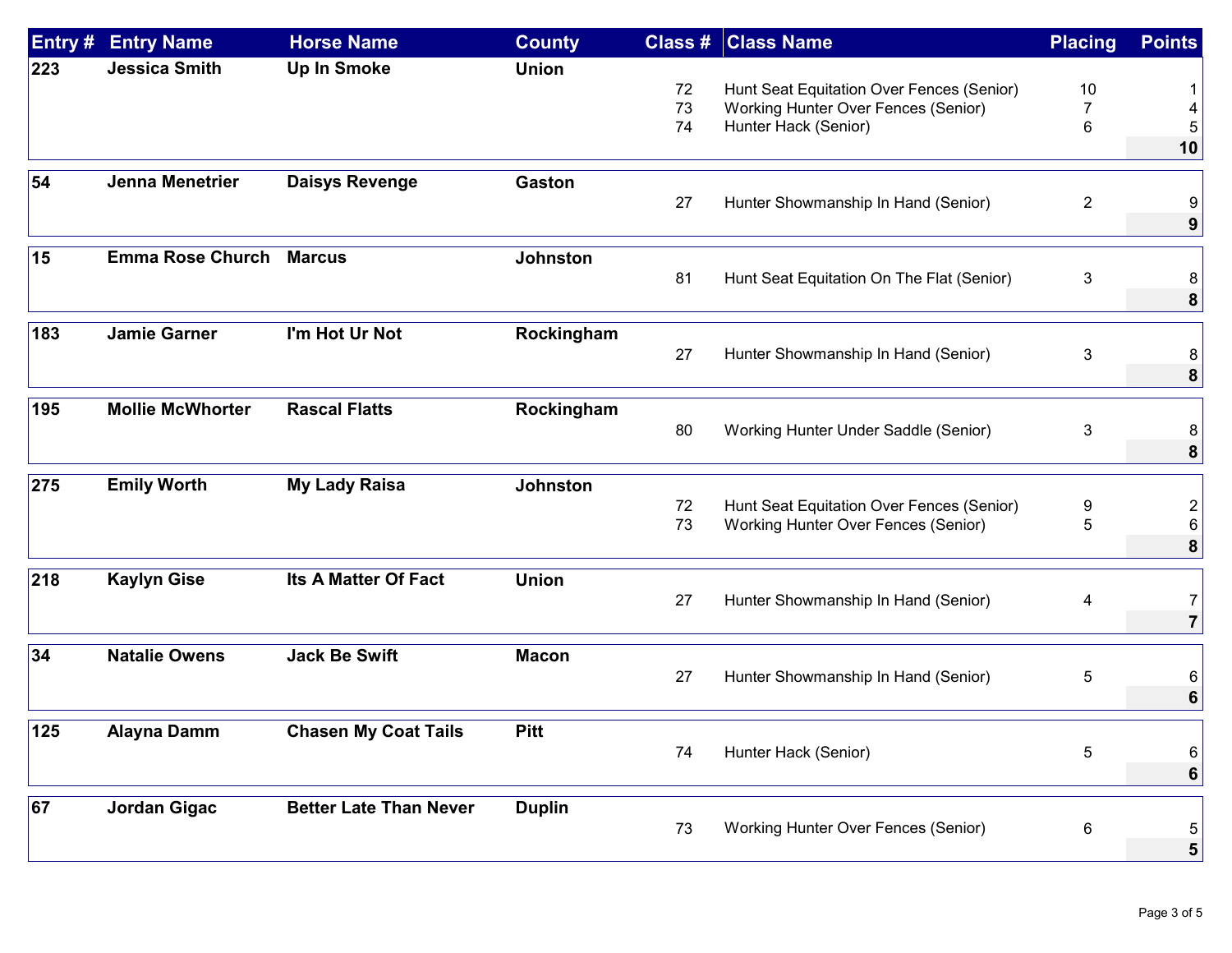| Entry # | Entry Name | Horse Name | County | Class # | Class Name | Placing | Points |
|---|---|---|---|---|---|---|---|
| **223** | **Jessica Smith** | **Up In Smoke** | **Union** | | | | |
| | | | | 72 | Hunt Seat Equitation Over Fences (Senior) | 10 | 1 |
| | | | | 73 | Working Hunter Over Fences (Senior) | 7 | 4 |
| | | | | 74 | Hunter Hack (Senior) | 6 | 5 |
| | | | | | | | **10** |
| **54** | **Jenna Menetrier** | **Daisys Revenge** | **Gaston** | | | | |
| | | | | 27 | Hunter Showmanship In Hand (Senior) | 2 | 9 |
| | | | | | | | **9** |
| **15** | **Emma Rose Church** | **Marcus** | **Johnston** | | | | |
| | | | | 81 | Hunt Seat Equitation On The Flat (Senior) | 3 | 8 |
| | | | | | | | **8** |
| **183** | **Jamie Garner** | **I'm Hot Ur Not** | **Rockingham** | | | | |
| | | | | 27 | Hunter Showmanship In Hand (Senior) | 3 | 8 |
| | | | | | | | **8** |
| **195** | **Mollie McWhorter** | **Rascal Flatts** | **Rockingham** | | | | |
| | | | | 80 | Working Hunter Under Saddle (Senior) | 3 | 8 |
| | | | | | | | **8** |
| **275** | **Emily Worth** | **My Lady Raisa** | **Johnston** | | | | |
| | | | | 72 | Hunt Seat Equitation Over Fences (Senior) | 9 | 2 |
| | | | | 73 | Working Hunter Over Fences (Senior) | 5 | 6 |
| | | | | | | | **8** |
| **218** | **Kaylyn Gise** | **Its A Matter Of Fact** | **Union** | | | | |
| | | | | 27 | Hunter Showmanship In Hand (Senior) | 4 | 7 |
| | | | | | | | **7** |
| **34** | **Natalie Owens** | **Jack Be Swift** | **Macon** | | | | |
| | | | | 27 | Hunter Showmanship In Hand (Senior) | 5 | 6 |
| | | | | | | | **6** |
| **125** | **Alayna Damm** | **Chasen My Coat Tails** | **Pitt** | | | | |
| | | | | 74 | Hunter Hack (Senior) | 5 | 6 |
| | | | | | | | **6** |
| **67** | **Jordan Gigac** | **Better Late Than Never** | **Duplin** | | | | |
| | | | | 73 | Working Hunter Over Fences (Senior) | 6 | 5 |
| | | | | | | | **5** |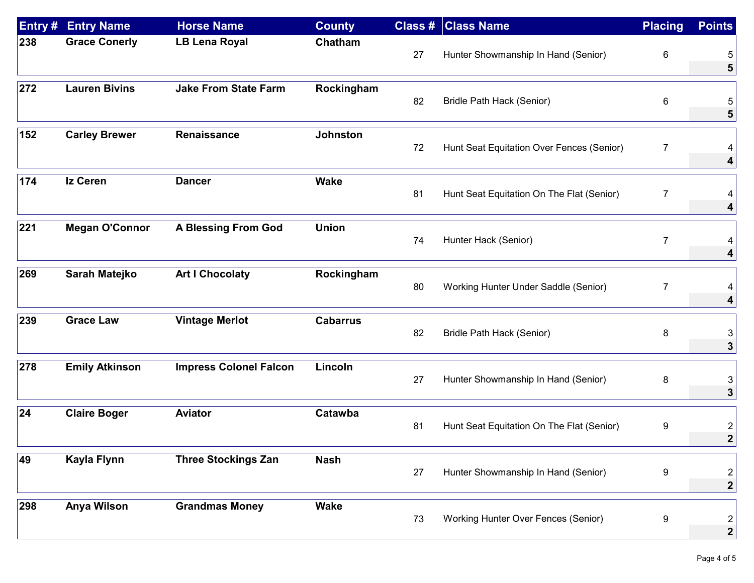| Entry # | Entry Name | Horse Name | County | Class # | Class Name | Placing | Points |
|---|---|---|---|---|---|---|---|
| 238 | Grace Conerly | LB Lena Royal | Chatham | 27 | Hunter Showmanship In Hand (Senior) | 6 | 5 |
| | | | | | | | **5** |
| 272 | Lauren Bivins | Jake From State Farm | Rockingham | 82 | Bridle Path Hack (Senior) | 6 | 5 |
| | | | | | | | **5** |
| 152 | Carley Brewer | Renaissance | Johnston | 72 | Hunt Seat Equitation Over Fences (Senior) | 7 | 4 |
| | | | | | | | **4** |
| 174 | Iz Ceren | Dancer | Wake | 81 | Hunt Seat Equitation On The Flat (Senior) | 7 | 4 |
| | | | | | | | **4** |
| 221 | Megan O'Connor | A Blessing From God | Union | 74 | Hunter Hack (Senior) | 7 | 4 |
| | | | | | | | **4** |
| 269 | Sarah Matejko | Art I Chocolaty | Rockingham | 80 | Working Hunter Under Saddle (Senior) | 7 | 4 |
| | | | | | | | **4** |
| 239 | Grace Law | Vintage Merlot | Cabarrus | 82 | Bridle Path Hack (Senior) | 8 | 3 |
| | | | | | | | **3** |
| 278 | Emily Atkinson | Impress Colonel Falcon | Lincoln | 27 | Hunter Showmanship In Hand (Senior) | 8 | 3 |
| | | | | | | | **3** |
| 24 | Claire Boger | Aviator | Catawba | 81 | Hunt Seat Equitation On The Flat (Senior) | 9 | 2 |
| | | | | | | | **2** |
| 49 | Kayla Flynn | Three Stockings Zan | Nash | 27 | Hunter Showmanship In Hand (Senior) | 9 | 2 |
| | | | | | | | **2** |
| 298 | Anya Wilson | Grandmas Money | Wake | 73 | Working Hunter Over Fences (Senior) | 9 | 2 |
| | | | | | | | **2** |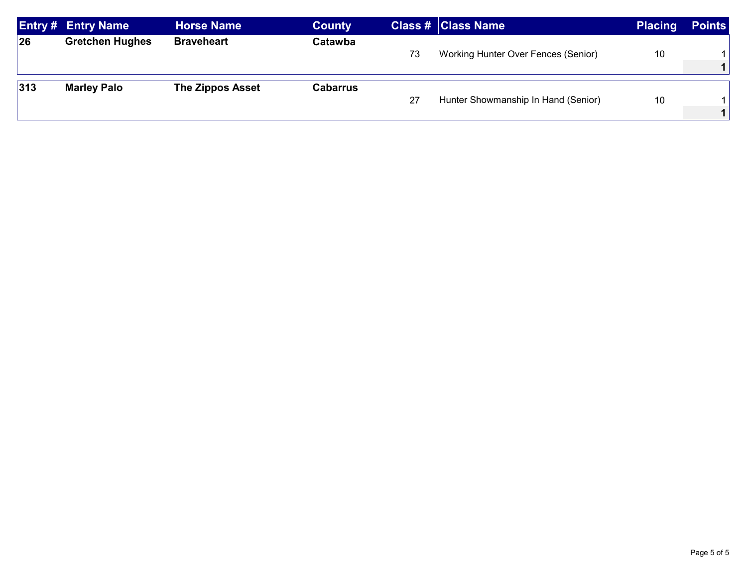| Entry # | Entry Name | Horse Name | County | Class # | Class Name | Placing | Points |
|---|---|---|---|---|---|---|---|
| **26** | **Gretchen Hughes** | **Braveheart** | **Catawba** | | | | |
| | | | | 73 | Working Hunter Over Fences (Senior) | 10 | 1 |
| | | | | | | | **1** |
| **313** | **Marley Palo** | **The Zippos Asset** | **Cabarrus** | | | | |
| | | | | 27 | Hunter Showmanship In Hand (Senior) | 10 | 1 |
| | | | | | | | **1** |